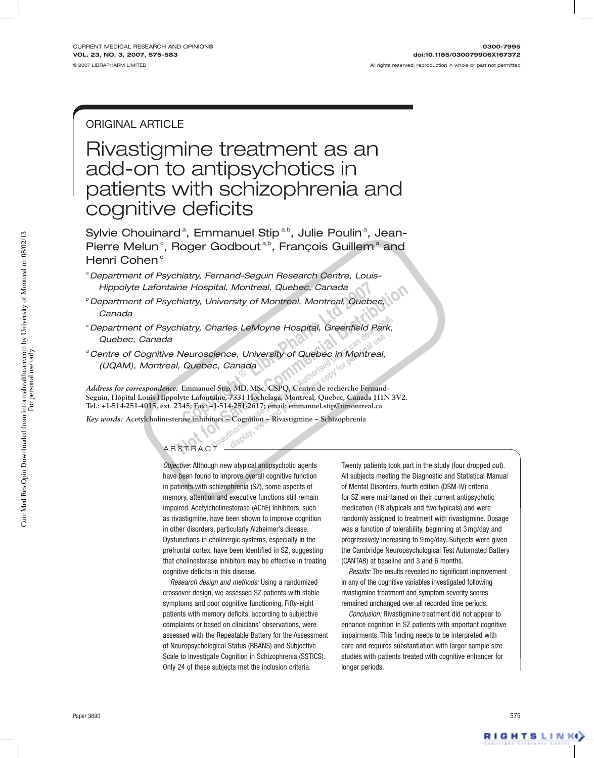ORIGINAL ARTICLE

# Rivastigmine treatment as an add-on to antipsychotics in patients with schizophrenia and cognitive deficits

Sylvie Chouinard[a], Emmanuel Stip[a,b], Julie Poulin[a], Jean-Pierre Melun[c], Roger Godbout[a,b], François Guillem[a] and Henri Cohen[d]

[a] Department of Psychiatry, Fernand-Seguin Research Centre, Louis-Hippolyte Lafontaine Hospital, Montreal, Quebec, Canada

[b] Department of Psychiatry, University of Montreal, Montreal, Quebec, Canada

[c] Department of Psychiatry, Charles LeMoyne Hospital, Greenfield Park, Quebec, Canada

[d] Centre of Cognitive Neuroscience, University of Quebec in Montreal, (UQAM), Montreal, Quebec, Canada

*Address for correspondence:* **Emmanuel Stip, MD, MSc, CSPQ, Centre de recherche Fernand-Seguin, Hôpital Louis-Hippolyte Lafontaine, 7331 Hochelaga, Montreal, Quebec, Canada H1N 3V2. Tel.: +1-514-251-4015, ext. 2345; Fax: +1-514-251-2617; email: emmanuel.stip@umontreal.ca**

*Key words:* **Acetylcholinesterase inhibitors – Cognition – Rivastigmine – Schizophrenia**

## ABSTRACT

*Objective:* Although new atypical antipsychotic agents have been found to improve overall cognitive function in patients with schizophrenia (SZ), some aspects of memory, attention and executive functions still remain impaired. Acetylcholinesterase (AChE) inhibitors, such as rivastigmine, have been shown to improve cognition in other disorders, particularly Alzheimer's disease. Dysfunctions in cholinergic systems, especially in the prefrontal cortex, have been identified in SZ, suggesting that cholinesterase inhibitors may be effective in treating cognitive deficits in this disease.

*Research design and methods:* Using a randomized crossover design, we assessed SZ patients with stable symptoms and poor cognitive functioning. Fifty-eight patients with memory deficits, according to subjective complaints or based on clinicians' observations, were assessed with the Repeatable Battery for the Assessment of Neuropsychological Status (RBANS) and Subjective Scale to Investigate Cognition in Schizophrenia (SSTICS). Only 24 of these subjects met the inclusion criteria. Twenty patients took part in the study (four dropped out). All subjects meeting the Diagnostic and Statistical Manual of Mental Disorders, fourth edition (DSM-IV) criteria for SZ were maintained on their current antipsychotic medication (18 atypicals and two typicals) and were randomly assigned to treatment with rivastigmine. Dosage was a function of tolerability, beginning at 3 mg/day and progressively increasing to 9 mg/day. Subjects were given the Cambridge Neuropsychological Test Automated Battery (CANTAB) at baseline and 3 and 6 months.

*Results:* The results revealed no significant improvement in any of the cognitive variables investigated following rivastigmine treatment and symptom severity scores remained unchanged over all recorded time periods.

*Conclusion:* Rivastigmine treatment did not appear to enhance cognition in SZ patients with important cognitive impairments. This finding needs to be interpreted with care and requires substantiation with larger sample size studies with patients treated with cognitive enhancer for longer periods.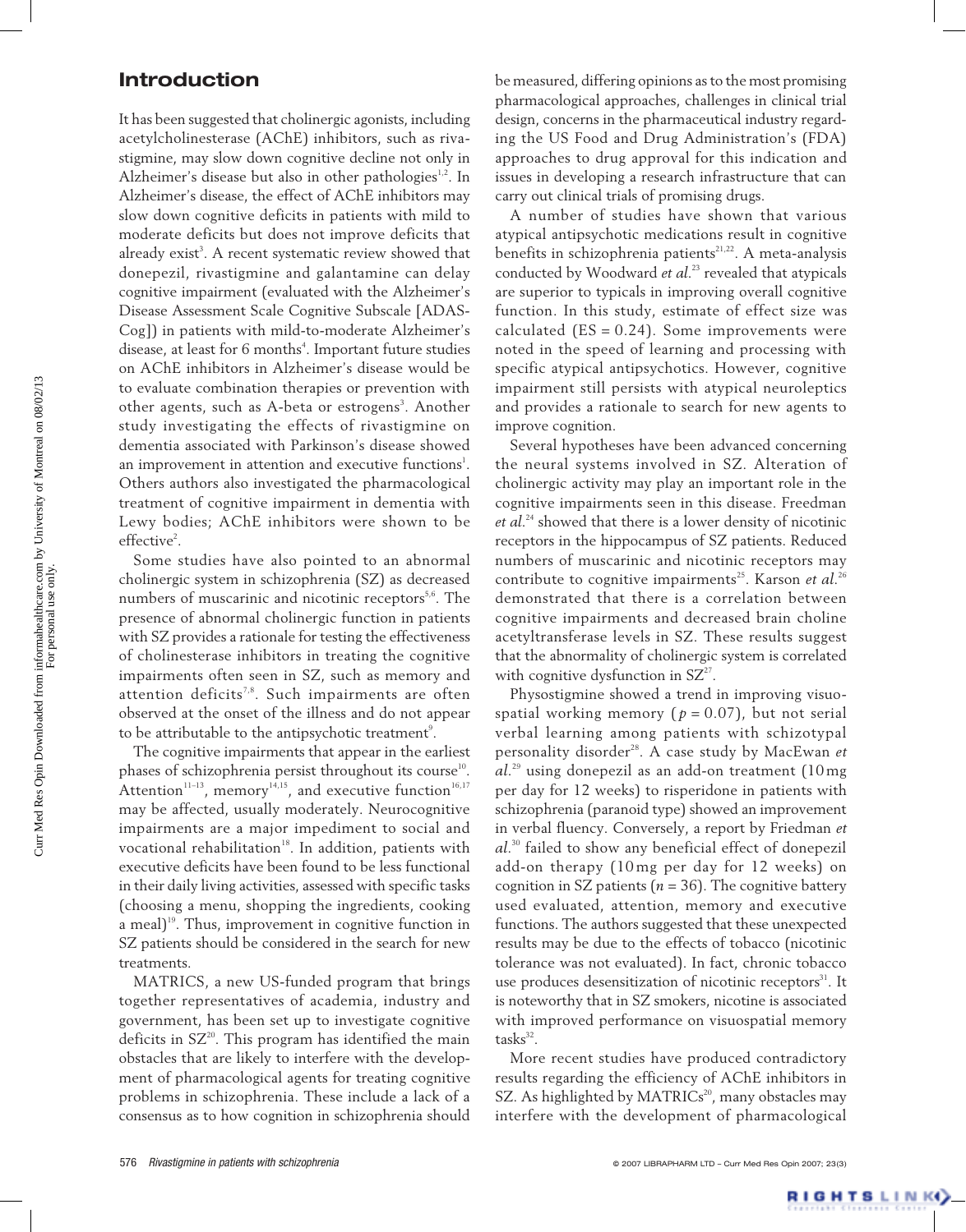## Introduction

It has been suggested that cholinergic agonists, including acetylcholinesterase (AChE) inhibitors, such as rivastigmine, may slow down cognitive decline not only in Alzheimer's disease but also in other pathologies[1,2]. In Alzheimer's disease, the effect of AChE inhibitors may slow down cognitive deficits in patients with mild to moderate deficits but does not improve deficits that already exist[3]. A recent systematic review showed that donepezil, rivastigmine and galantamine can delay cognitive impairment (evaluated with the Alzheimer's Disease Assessment Scale Cognitive Subscale [ADAS-Cog]) in patients with mild-to-moderate Alzheimer's disease, at least for 6 months[4]. Important future studies on AChE inhibitors in Alzheimer's disease would be to evaluate combination therapies or prevention with other agents, such as A-beta or estrogens[3]. Another study investigating the effects of rivastigmine on dementia associated with Parkinson's disease showed an improvement in attention and executive functions[1]. Others authors also investigated the pharmacological treatment of cognitive impairment in dementia with Lewy bodies; AChE inhibitors were shown to be effective[2].

Some studies have also pointed to an abnormal cholinergic system in schizophrenia (SZ) as decreased numbers of muscarinic and nicotinic receptors[5,6]. The presence of abnormal cholinergic function in patients with SZ provides a rationale for testing the effectiveness of cholinesterase inhibitors in treating the cognitive impairments often seen in SZ, such as memory and attention deficits[7,8]. Such impairments are often observed at the onset of the illness and do not appear to be attributable to the antipsychotic treatment[9].

The cognitive impairments that appear in the earliest phases of schizophrenia persist throughout its course[10]. Attention[11–13], memory[14,15], and executive function[16,17] may be affected, usually moderately. Neurocognitive impairments are a major impediment to social and vocational rehabilitation[18]. In addition, patients with executive deficits have been found to be less functional in their daily living activities, assessed with specific tasks (choosing a menu, shopping the ingredients, cooking a meal)[19]. Thus, improvement in cognitive function in SZ patients should be considered in the search for new treatments.

MATRICS, a new US-funded program that brings together representatives of academia, industry and government, has been set up to investigate cognitive deficits in SZ[20]. This program has identified the main obstacles that are likely to interfere with the development of pharmacological agents for treating cognitive problems in schizophrenia. These include a lack of a consensus as to how cognition in schizophrenia should be measured, differing opinions as to the most promising pharmacological approaches, challenges in clinical trial design, concerns in the pharmaceutical industry regarding the US Food and Drug Administration's (FDA) approaches to drug approval for this indication and issues in developing a research infrastructure that can carry out clinical trials of promising drugs.

A number of studies have shown that various atypical antipsychotic medications result in cognitive benefits in schizophrenia patients[21,22]. A meta-analysis conducted by Woodward *et al.*[23] revealed that atypicals are superior to typicals in improving overall cognitive function. In this study, estimate of effect size was calculated (ES = 0.24). Some improvements were noted in the speed of learning and processing with specific atypical antipsychotics. However, cognitive impairment still persists with atypical neuroleptics and provides a rationale to search for new agents to improve cognition.

Several hypotheses have been advanced concerning the neural systems involved in SZ. Alteration of cholinergic activity may play an important role in the cognitive impairments seen in this disease. Freedman *et al.*[24] showed that there is a lower density of nicotinic receptors in the hippocampus of SZ patients. Reduced numbers of muscarinic and nicotinic receptors may contribute to cognitive impairments[25]. Karson *et al.*[26] demonstrated that there is a correlation between cognitive impairments and decreased brain choline acetyltransferase levels in SZ. These results suggest that the abnormality of cholinergic system is correlated with cognitive dysfunction in SZ[27].

Physostigmine showed a trend in improving visuospatial working memory ($p = 0.07$), but not serial verbal learning among patients with schizotypal personality disorder[28]. A case study by MacEwan *et al.*[29] using donepezil as an add-on treatment (10 mg per day for 12 weeks) to risperidone in patients with schizophrenia (paranoid type) showed an improvement in verbal fluency. Conversely, a report by Friedman *et al.*[30] failed to show any beneficial effect of donepezil add-on therapy (10 mg per day for 12 weeks) on cognition in SZ patients ($n = 36$). The cognitive battery used evaluated, attention, memory and executive functions. The authors suggested that these unexpected results may be due to the effects of tobacco (nicotinic tolerance was not evaluated). In fact, chronic tobacco use produces desensitization of nicotinic receptors[31]. It is noteworthy that in SZ smokers, nicotine is associated with improved performance on visuospatial memory tasks[32].

More recent studies have produced contradictory results regarding the efficiency of AChE inhibitors in SZ. As highlighted by MATRICs[20], many obstacles may interfere with the development of pharmacological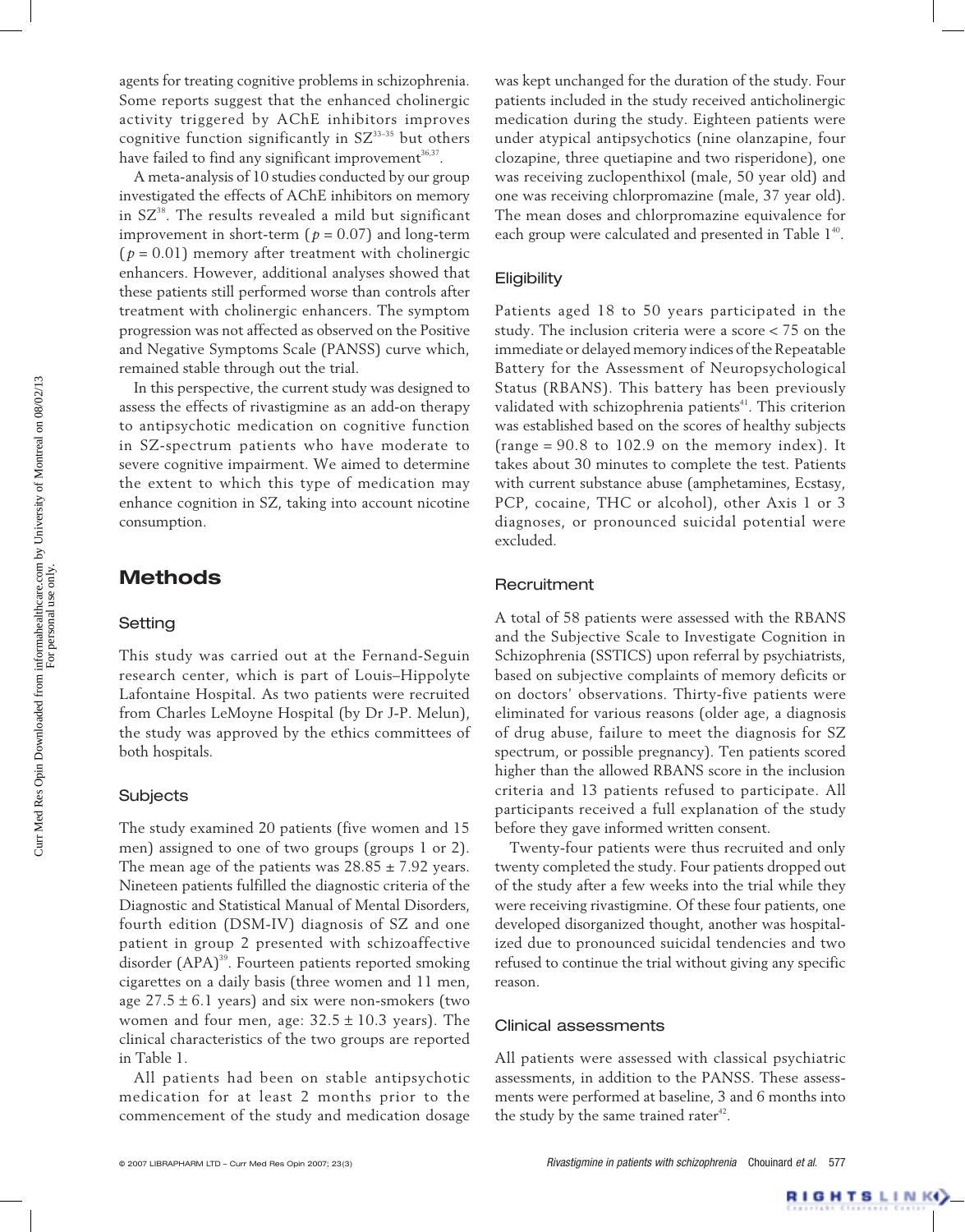agents for treating cognitive problems in schizophrenia. Some reports suggest that the enhanced cholinergic activity triggered by AChE inhibitors improves cognitive function significantly in SZ[33–35] but others have failed to find any significant improvement[36,37].

A meta-analysis of 10 studies conducted by our group investigated the effects of AChE inhibitors on memory in SZ[38]. The results revealed a mild but significant improvement in short-term ($p = 0.07$) and long-term ($p = 0.01$) memory after treatment with cholinergic enhancers. However, additional analyses showed that these patients still performed worse than controls after treatment with cholinergic enhancers. The symptom progression was not affected as observed on the Positive and Negative Symptoms Scale (PANSS) curve which, remained stable through out the trial.

In this perspective, the current study was designed to assess the effects of rivastigmine as an add-on therapy to antipsychotic medication on cognitive function in SZ-spectrum patients who have moderate to severe cognitive impairment. We aimed to determine the extent to which this type of medication may enhance cognition in SZ, taking into account nicotine consumption.

# Methods

## Setting

This study was carried out at the Fernand-Seguin research center, which is part of Louis–Hippolyte Lafontaine Hospital. As two patients were recruited from Charles LeMoyne Hospital (by Dr J-P. Melun), the study was approved by the ethics committees of both hospitals.

## Subjects

The study examined 20 patients (five women and 15 men) assigned to one of two groups (groups 1 or 2). The mean age of the patients was $28.85 \pm 7.92$ years. Nineteen patients fulfilled the diagnostic criteria of the Diagnostic and Statistical Manual of Mental Disorders, fourth edition (DSM-IV) diagnosis of SZ and one patient in group 2 presented with schizoaffective disorder (APA)[39]. Fourteen patients reported smoking cigarettes on a daily basis (three women and 11 men, age $27.5 \pm 6.1$ years) and six were non-smokers (two women and four men, age: $32.5 \pm 10.3$ years). The clinical characteristics of the two groups are reported in Table 1.

All patients had been on stable antipsychotic medication for at least 2 months prior to the commencement of the study and medication dosage was kept unchanged for the duration of the study. Four patients included in the study received anticholinergic medication during the study. Eighteen patients were under atypical antipsychotics (nine olanzapine, four clozapine, three quetiapine and two risperidone), one was receiving zuclopenthixol (male, 50 year old) and one was receiving chlorpromazine (male, 37 year old). The mean doses and chlorpromazine equivalence for each group were calculated and presented in Table 1[40].

## Eligibility

Patients aged 18 to 50 years participated in the study. The inclusion criteria were a score < 75 on the immediate or delayed memory indices of the Repeatable Battery for the Assessment of Neuropsychological Status (RBANS). This battery has been previously validated with schizophrenia patients[41]. This criterion was established based on the scores of healthy subjects (range = 90.8 to 102.9 on the memory index). It takes about 30 minutes to complete the test. Patients with current substance abuse (amphetamines, Ecstasy, PCP, cocaine, THC or alcohol), other Axis 1 or 3 diagnoses, or pronounced suicidal potential were excluded.

## Recruitment

A total of 58 patients were assessed with the RBANS and the Subjective Scale to Investigate Cognition in Schizophrenia (SSTICS) upon referral by psychiatrists, based on subjective complaints of memory deficits or on doctors' observations. Thirty-five patients were eliminated for various reasons (older age, a diagnosis of drug abuse, failure to meet the diagnosis for SZ spectrum, or possible pregnancy). Ten patients scored higher than the allowed RBANS score in the inclusion criteria and 13 patients refused to participate. All participants received a full explanation of the study before they gave informed written consent.

Twenty-four patients were thus recruited and only twenty completed the study. Four patients dropped out of the study after a few weeks into the trial while they were receiving rivastigmine. Of these four patients, one developed disorganized thought, another was hospitalized due to pronounced suicidal tendencies and two refused to continue the trial without giving any specific reason.

## Clinical assessments

All patients were assessed with classical psychiatric assessments, in addition to the PANSS. These assessments were performed at baseline, 3 and 6 months into the study by the same trained rater[42].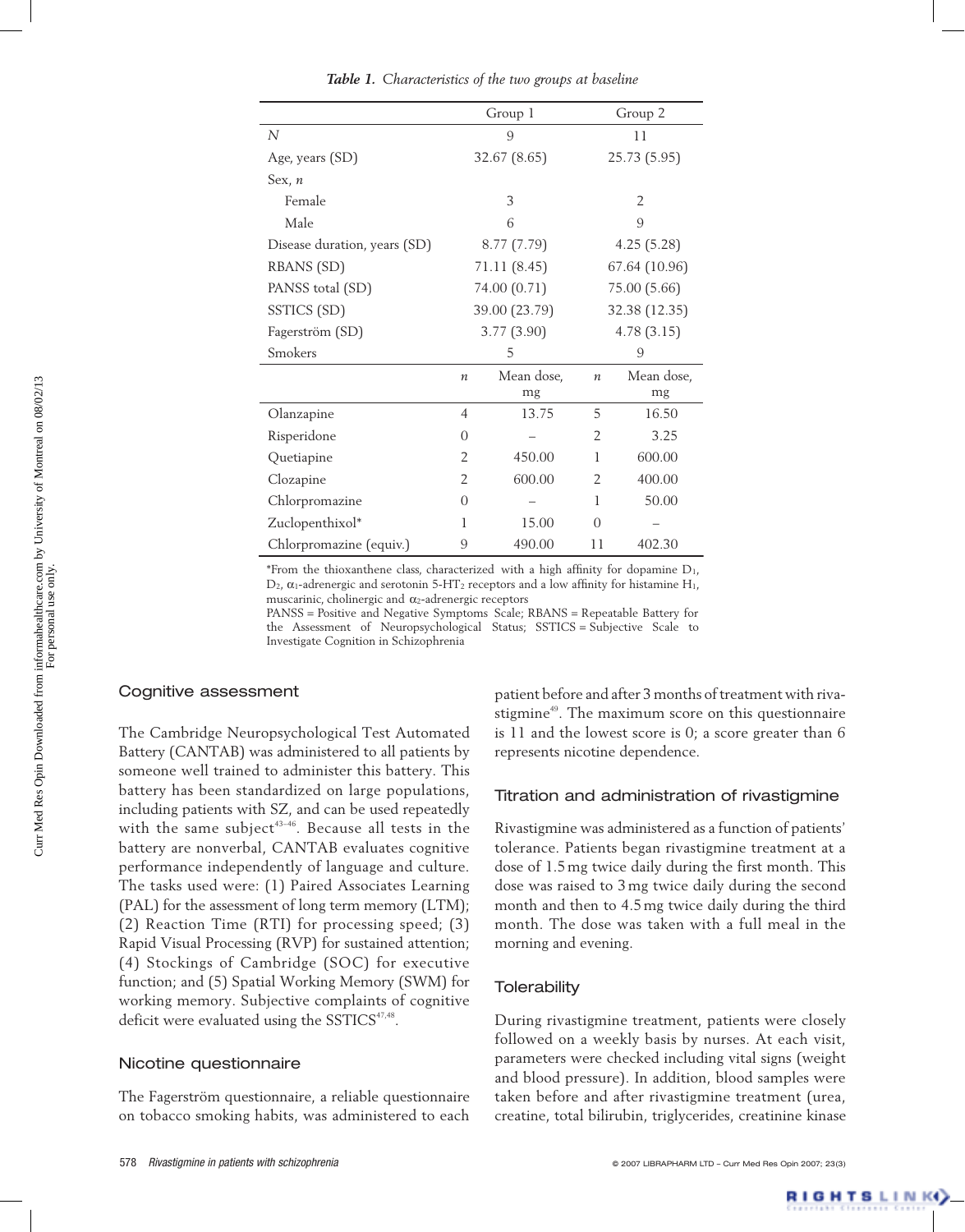*Table 1. Characteristics of the two groups at baseline*

| | Group 1 | | Group 2 | |
|---|---|---|---|---|
| *N* | 9 | | 11 | |
| Age, years (SD) | 32.67 (8.65) | | 25.73 (5.95) | |
| Sex, *n* | | | | |
| Female | 3 | | 2 | |
| Male | 6 | | 9 | |
| Disease duration, years (SD) | 8.77 (7.79) | | 4.25 (5.28) | |
| RBANS (SD) | 71.11 (8.45) | | 67.64 (10.96) | |
| PANSS total (SD) | 74.00 (0.71) | | 75.00 (5.66) | |
| SSTICS (SD) | 39.00 (23.79) | | 32.38 (12.35) | |
| Fagerström (SD) | 3.77 (3.90) | | 4.78 (3.15) | |
| Smokers | 5 | | 9 | |
| | *n* | Mean dose, mg | *n* | Mean dose, mg |
| Olanzapine | 4 | 13.75 | 5 | 16.50 |
| Risperidone | 0 | – | 2 | 3.25 |
| Quetiapine | 2 | 450.00 | 1 | 600.00 |
| Clozapine | 2 | 600.00 | 2 | 400.00 |
| Chlorpromazine | 0 | – | 1 | 50.00 |
| Zuclopenthixol* | 1 | 15.00 | 0 | – |
| Chlorpromazine (equiv.) | 9 | 490.00 | 11 | 402.30 |

*From the thioxanthene class, characterized with a high affinity for dopamine $D_1$, $D_2$, $\alpha_1$-adrenergic and serotonin 5-$HT_2$ receptors and a low affinity for histamine $H_1$, muscarinic, cholinergic and $\alpha_2$-adrenergic receptors

PANSS = Positive and Negative Symptoms Scale; RBANS = Repeatable Battery for the Assessment of Neuropsychological Status; SSTICS = Subjective Scale to Investigate Cognition in Schizophrenia

## Cognitive assessment

The Cambridge Neuropsychological Test Automated Battery (CANTAB) was administered to all patients by someone well trained to administer this battery. This battery has been standardized on large populations, including patients with SZ, and can be used repeatedly with the same subject[43–46]. Because all tests in the battery are nonverbal, CANTAB evaluates cognitive performance independently of language and culture. The tasks used were: (1) Paired Associates Learning (PAL) for the assessment of long term memory (LTM); (2) Reaction Time (RTI) for processing speed; (3) Rapid Visual Processing (RVP) for sustained attention; (4) Stockings of Cambridge (SOC) for executive function; and (5) Spatial Working Memory (SWM) for working memory. Subjective complaints of cognitive deficit were evaluated using the SSTICS[47,48].

## Nicotine questionnaire

The Fagerström questionnaire, a reliable questionnaire on tobacco smoking habits, was administered to each patient before and after 3 months of treatment with rivastigmine[49]. The maximum score on this questionnaire is 11 and the lowest score is 0; a score greater than 6 represents nicotine dependence.

## Titration and administration of rivastigmine

Rivastigmine was administered as a function of patients' tolerance. Patients began rivastigmine treatment at a dose of 1.5 mg twice daily during the first month. This dose was raised to 3 mg twice daily during the second month and then to 4.5 mg twice daily during the third month. The dose was taken with a full meal in the morning and evening.

## Tolerability

During rivastigmine treatment, patients were closely followed on a weekly basis by nurses. At each visit, parameters were checked including vital signs (weight and blood pressure). In addition, blood samples were taken before and after rivastigmine treatment (urea, creatine, total bilirubin, triglycerides, creatinine kinase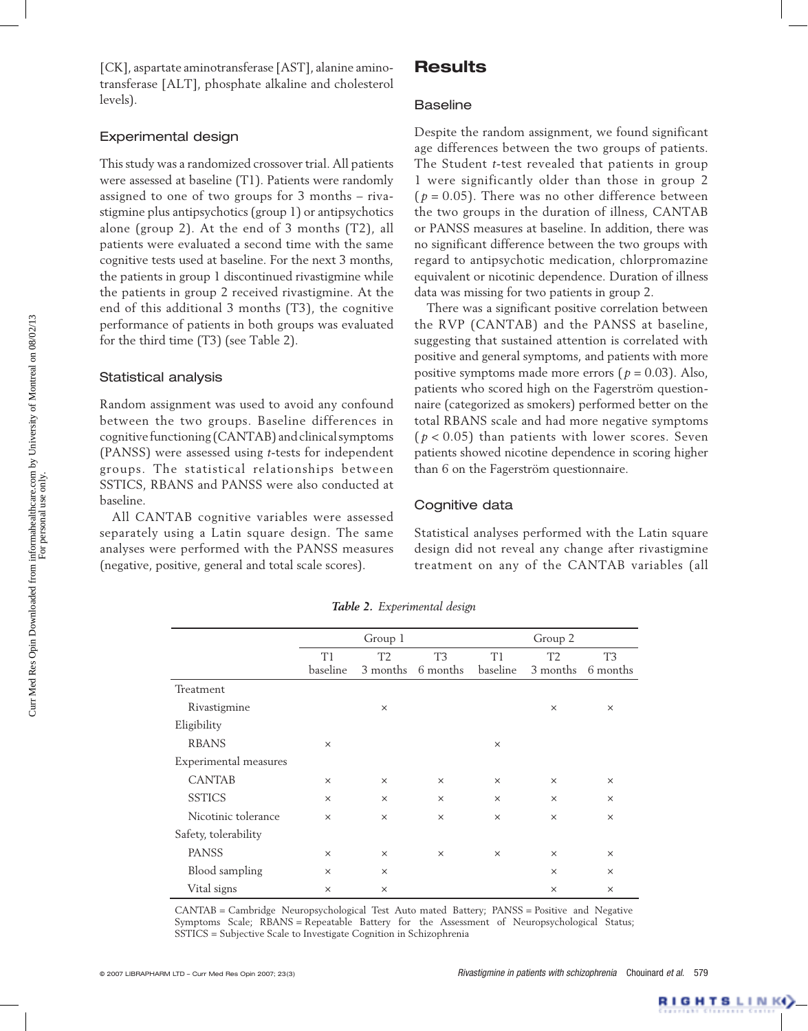[CK], aspartate aminotransferase [AST], alanine aminotransferase [ALT], phosphate alkaline and cholesterol levels).

### Experimental design

This study was a randomized crossover trial. All patients were assessed at baseline (T1). Patients were randomly assigned to one of two groups for 3 months – rivastigmine plus antipsychotics (group 1) or antipsychotics alone (group 2). At the end of 3 months (T2), all patients were evaluated a second time with the same cognitive tests used at baseline. For the next 3 months, the patients in group 1 discontinued rivastigmine while the patients in group 2 received rivastigmine. At the end of this additional 3 months (T3), the cognitive performance of patients in both groups was evaluated for the third time (T3) (see Table 2).

### Statistical analysis

Random assignment was used to avoid any confound between the two groups. Baseline differences in cognitive functioning (CANTAB) and clinical symptoms (PANSS) were assessed using *t*-tests for independent groups. The statistical relationships between SSTICS, RBANS and PANSS were also conducted at baseline.

All CANTAB cognitive variables were assessed separately using a Latin square design. The same analyses were performed with the PANSS measures (negative, positive, general and total scale scores).

## Results

### Baseline

Despite the random assignment, we found significant age differences between the two groups of patients. The Student *t*-test revealed that patients in group 1 were significantly older than those in group 2 ($p = 0.05$). There was no other difference between the two groups in the duration of illness, CANTAB or PANSS measures at baseline. In addition, there was no significant difference between the two groups with regard to antipsychotic medication, chlorpromazine equivalent or nicotinic dependence. Duration of illness data was missing for two patients in group 2.

There was a significant positive correlation between the RVP (CANTAB) and the PANSS at baseline, suggesting that sustained attention is correlated with positive and general symptoms, and patients with more positive symptoms made more errors ($p = 0.03$). Also, patients who scored high on the Fagerström questionnaire (categorized as smokers) performed better on the total RBANS scale and had more negative symptoms ($p < 0.05$) than patients with lower scores. Seven patients showed nicotine dependence in scoring higher than 6 on the Fagerström questionnaire.

### Cognitive data

Statistical analyses performed with the Latin square design did not reveal any change after rivastigmine treatment on any of the CANTAB variables (all

***Table 2.** Experimental design*

| | Group 1 | | | Group 2 | | |
|---|---|---|---|---|---|---|
| | T1 baseline | T2 3 months | T3 6 months | T1 baseline | T2 3 months | T3 6 months |
| Treatment | | | | | | |
| Rivastigmine | | × | | | × | × |
| Eligibility | | | | | | |
| RBANS | × | | | × | | |
| Experimental measures | | | | | | |
| CANTAB | × | × | × | × | × | × |
| SSTICS | × | × | × | × | × | × |
| Nicotinic tolerance | × | × | × | × | × | × |
| Safety, tolerability | | | | | | |
| PANSS | × | × | × | × | × | × |
| Blood sampling | × | × | | | × | × |
| Vital signs | × | × | | | × | × |

CANTAB = Cambridge Neuropsychological Test Auto mated Battery; PANSS = Positive and Negative Symptoms Scale; RBANS = Repeatable Battery for the Assessment of Neuropsychological Status; SSTICS = Subjective Scale to Investigate Cognition in Schizophrenia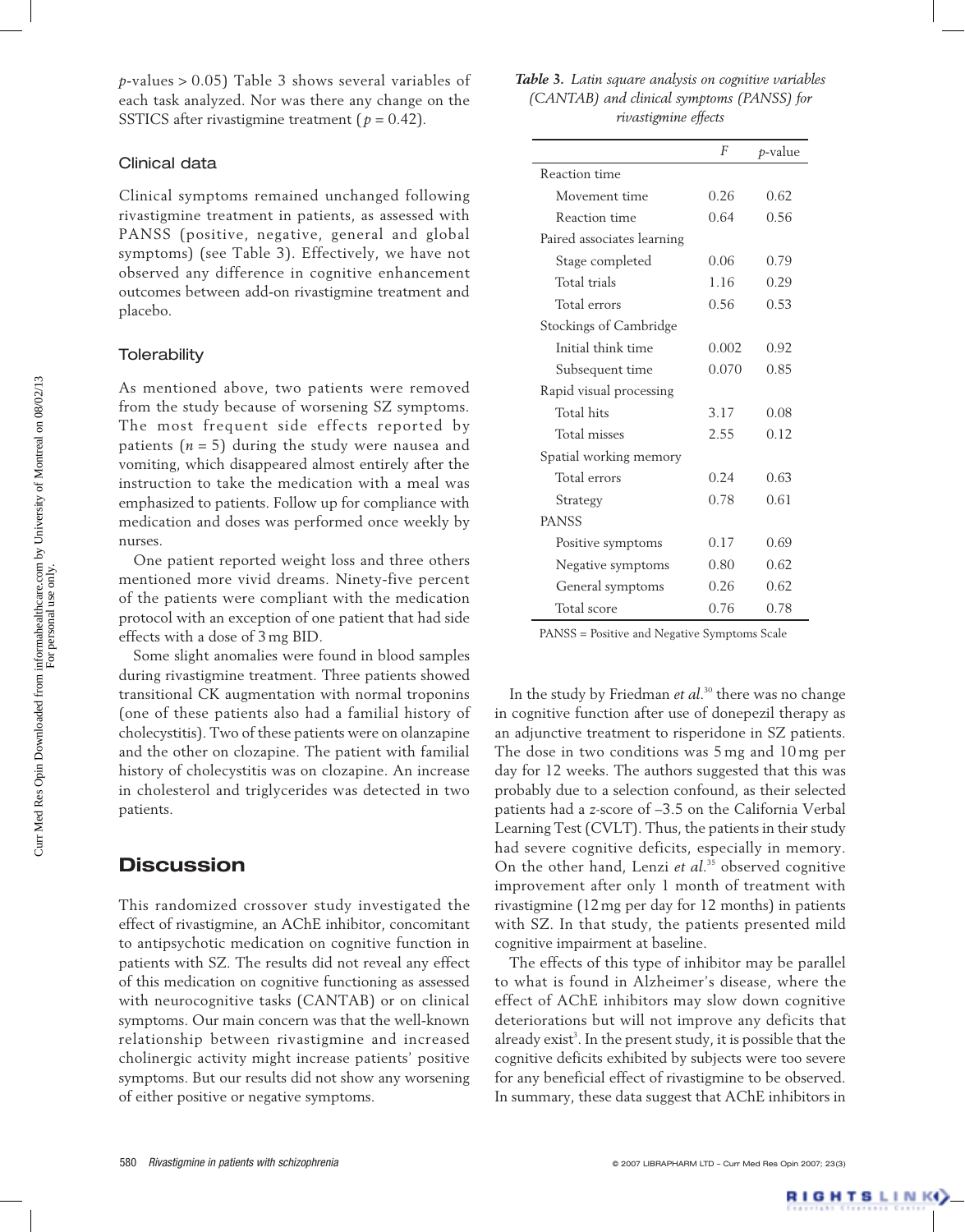$p$-values > 0.05) Table 3 shows several variables of each task analyzed. Nor was there any change on the SSTICS after rivastigmine treatment ($p = 0.42$).

### Clinical data

Clinical symptoms remained unchanged following rivastigmine treatment in patients, as assessed with PANSS (positive, negative, general and global symptoms) (see Table 3). Effectively, we have not observed any difference in cognitive enhancement outcomes between add-on rivastigmine treatment and placebo.

### Tolerability

As mentioned above, two patients were removed from the study because of worsening SZ symptoms. The most frequent side effects reported by patients ($n = 5$) during the study were nausea and vomiting, which disappeared almost entirely after the instruction to take the medication with a meal was emphasized to patients. Follow up for compliance with medication and doses was performed once weekly by nurses.

One patient reported weight loss and three others mentioned more vivid dreams. Ninety-five percent of the patients were compliant with the medication protocol with an exception of one patient that had side effects with a dose of 3 mg BID.

Some slight anomalies were found in blood samples during rivastigmine treatment. Three patients showed transitional CK augmentation with normal troponins (one of these patients also had a familial history of cholecystitis). Two of these patients were on olanzapine and the other on clozapine. The patient with familial history of cholecystitis was on clozapine. An increase in cholesterol and triglycerides was detected in two patients.

*Table 3. Latin square analysis on cognitive variables (CANTAB) and clinical symptoms (PANSS) for rivastigmine effects*

| | $F$ | $p$-value |
|---|---|---|
| Reaction time | | |
| Movement time | 0.26 | 0.62 |
| Reaction time | 0.64 | 0.56 |
| Paired associates learning | | |
| Stage completed | 0.06 | 0.79 |
| Total trials | 1.16 | 0.29 |
| Total errors | 0.56 | 0.53 |
| Stockings of Cambridge | | |
| Initial think time | 0.002 | 0.92 |
| Subsequent time | 0.070 | 0.85 |
| Rapid visual processing | | |
| Total hits | 3.17 | 0.08 |
| Total misses | 2.55 | 0.12 |
| Spatial working memory | | |
| Total errors | 0.24 | 0.63 |
| Strategy | 0.78 | 0.61 |
| PANSS | | |
| Positive symptoms | 0.17 | 0.69 |
| Negative symptoms | 0.80 | 0.62 |
| General symptoms | 0.26 | 0.62 |
| Total score | 0.76 | 0.78 |

PANSS = Positive and Negative Symptoms Scale

## Discussion

This randomized crossover study investigated the effect of rivastigmine, an AChE inhibitor, concomitant to antipsychotic medication on cognitive function in patients with SZ. The results did not reveal any effect of this medication on cognitive functioning as assessed with neurocognitive tasks (CANTAB) or on clinical symptoms. Our main concern was that the well-known relationship between rivastigmine and increased cholinergic activity might increase patients' positive symptoms. But our results did not show any worsening of either positive or negative symptoms.

In the study by Friedman *et al.*[30] there was no change in cognitive function after use of donepezil therapy as an adjunctive treatment to risperidone in SZ patients. The dose in two conditions was 5 mg and 10 mg per day for 12 weeks. The authors suggested that this was probably due to a selection confound, as their selected patients had a $z$-score of –3.5 on the California Verbal Learning Test (CVLT). Thus, the patients in their study had severe cognitive deficits, especially in memory. On the other hand, Lenzi *et al.*[35] observed cognitive improvement after only 1 month of treatment with rivastigmine (12 mg per day for 12 months) in patients with SZ. In that study, the patients presented mild cognitive impairment at baseline.

The effects of this type of inhibitor may be parallel to what is found in Alzheimer's disease, where the effect of AChE inhibitors may slow down cognitive deteriorations but will not improve any deficits that already exist[3]. In the present study, it is possible that the cognitive deficits exhibited by subjects were too severe for any beneficial effect of rivastigmine to be observed. In summary, these data suggest that AChE inhibitors in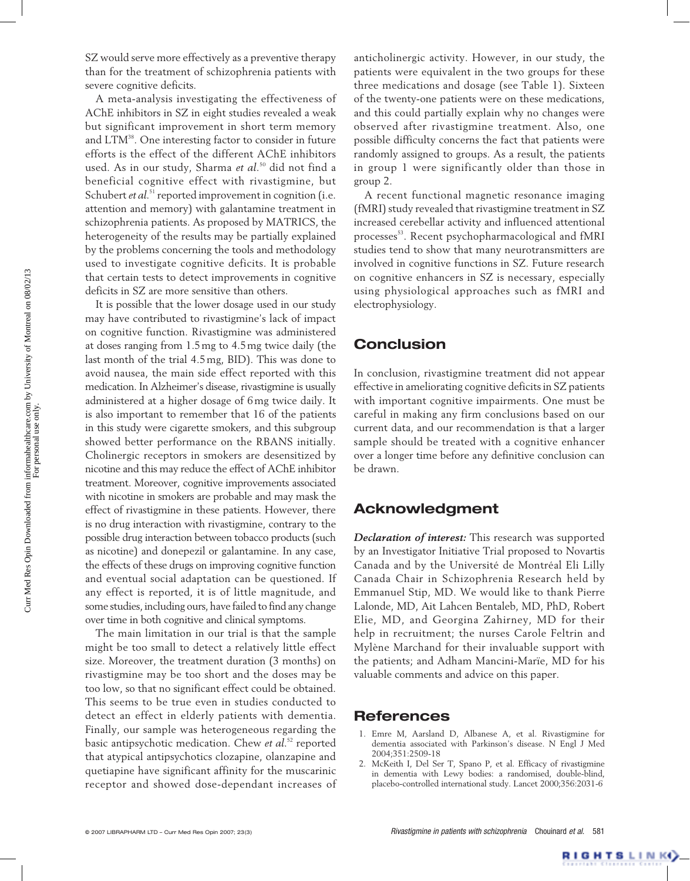SZ would serve more effectively as a preventive therapy than for the treatment of schizophrenia patients with severe cognitive deficits.

A meta-analysis investigating the effectiveness of AChE inhibitors in SZ in eight studies revealed a weak but significant improvement in short term memory and LTM[38]. One interesting factor to consider in future efforts is the effect of the different AChE inhibitors used. As in our study, Sharma *et al.*[50] did not find a beneficial cognitive effect with rivastigmine, but Schubert *et al.*[51] reported improvement in cognition (i.e. attention and memory) with galantamine treatment in schizophrenia patients. As proposed by MATRICS, the heterogeneity of the results may be partially explained by the problems concerning the tools and methodology used to investigate cognitive deficits. It is probable that certain tests to detect improvements in cognitive deficits in SZ are more sensitive than others.

It is possible that the lower dosage used in our study may have contributed to rivastigmine's lack of impact on cognitive function. Rivastigmine was administered at doses ranging from 1.5 mg to 4.5 mg twice daily (the last month of the trial 4.5 mg, BID). This was done to avoid nausea, the main side effect reported with this medication. In Alzheimer's disease, rivastigmine is usually administered at a higher dosage of 6 mg twice daily. It is also important to remember that 16 of the patients in this study were cigarette smokers, and this subgroup showed better performance on the RBANS initially. Cholinergic receptors in smokers are desensitized by nicotine and this may reduce the effect of AChE inhibitor treatment. Moreover, cognitive improvements associated with nicotine in smokers are probable and may mask the effect of rivastigmine in these patients. However, there is no drug interaction with rivastigmine, contrary to the possible drug interaction between tobacco products (such as nicotine) and donepezil or galantamine. In any case, the effects of these drugs on improving cognitive function and eventual social adaptation can be questioned. If any effect is reported, it is of little magnitude, and some studies, including ours, have failed to find any change over time in both cognitive and clinical symptoms.

The main limitation in our trial is that the sample might be too small to detect a relatively little effect size. Moreover, the treatment duration (3 months) on rivastigmine may be too short and the doses may be too low, so that no significant effect could be obtained. This seems to be true even in studies conducted to detect an effect in elderly patients with dementia. Finally, our sample was heterogeneous regarding the basic antipsychotic medication. Chew *et al.*[52] reported that atypical antipsychotics clozapine, olanzapine and quetiapine have significant affinity for the muscarinic receptor and showed dose-dependant increases of anticholinergic activity. However, in our study, the patients were equivalent in the two groups for these three medications and dosage (see Table 1). Sixteen of the twenty-one patients were on these medications, and this could partially explain why no changes were observed after rivastigmine treatment. Also, one possible difficulty concerns the fact that patients were randomly assigned to groups. As a result, the patients in group 1 were significantly older than those in group 2.

A recent functional magnetic resonance imaging (fMRI) study revealed that rivastigmine treatment in SZ increased cerebellar activity and influenced attentional processes[53]. Recent psychopharmacological and fMRI studies tend to show that many neurotransmitters are involved in cognitive functions in SZ. Future research on cognitive enhancers in SZ is necessary, especially using physiological approaches such as fMRI and electrophysiology.

## Conclusion

In conclusion, rivastigmine treatment did not appear effective in ameliorating cognitive deficits in SZ patients with important cognitive impairments. One must be careful in making any firm conclusions based on our current data, and our recommendation is that a larger sample should be treated with a cognitive enhancer over a longer time before any definitive conclusion can be drawn.

## Acknowledgment

***Declaration of interest:*** This research was supported by an Investigator Initiative Trial proposed to Novartis Canada and by the Université de Montréal Eli Lilly Canada Chair in Schizophrenia Research held by Emmanuel Stip, MD. We would like to thank Pierre Lalonde, MD, Ait Lahcen Bentaleb, MD, PhD, Robert Elie, MD, and Georgina Zahirney, MD for their help in recruitment; the nurses Carole Feltrin and Mylène Marchand for their invaluable support with the patients; and Adham Mancini-Marïe, MD for his valuable comments and advice on this paper.

## References

1. Emre M, Aarsland D, Albanese A, et al. Rivastigmine for dementia associated with Parkinson's disease. N Engl J Med 2004;351:2509-18
2. McKeith I, Del Ser T, Spano P, et al. Efficacy of rivastigmine in dementia with Lewy bodies: a randomised, double-blind, placebo-controlled international study. Lancet 2000;356:2031-6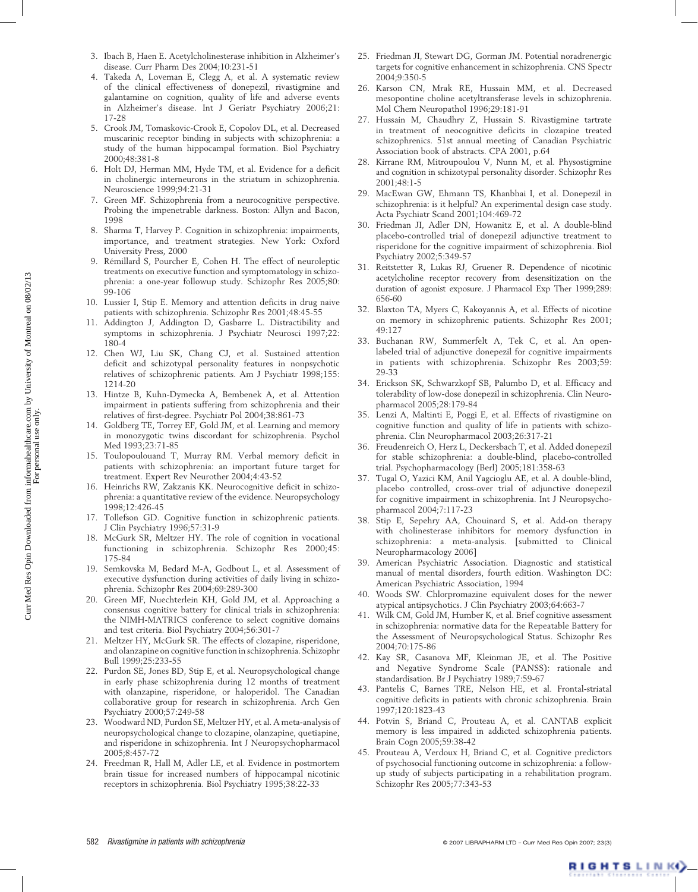3. Ibach B, Haen E. Acetylcholinesterase inhibition in Alzheimer's disease. Curr Pharm Des 2004;10:231-51
4. Takeda A, Loveman E, Clegg A, et al. A systematic review of the clinical effectiveness of donepezil, rivastigmine and galantamine on cognition, quality of life and adverse events in Alzheimer's disease. Int J Geriatr Psychiatry 2006;21: 17-28
5. Crook JM, Tomaskovic-Crook E, Copolov DL, et al. Decreased muscarinic receptor binding in subjects with schizophrenia: a study of the human hippocampal formation. Biol Psychiatry 2000;48:381-8
6. Holt DJ, Herman MM, Hyde TM, et al. Evidence for a deficit in cholinergic interneurons in the striatum in schizophrenia. Neuroscience 1999;94:21-31
7. Green MF. Schizophrenia from a neurocognitive perspective. Probing the impenetrable darkness. Boston: Allyn and Bacon, 1998
8. Sharma T, Harvey P. Cognition in schizophrenia: impairments, importance, and treatment strategies. New York: Oxford University Press, 2000
9. Rémillard S, Pourcher E, Cohen H. The effect of neuroleptic treatments on executive function and symptomatology in schizophrenia: a one-year followup study. Schizophr Res 2005;80: 99-106
10. Lussier I, Stip E. Memory and attention deficits in drug naive patients with schizophrenia. Schizophr Res 2001;48:45-55
11. Addington J, Addington D, Gasbarre L. Distractibility and symptoms in schizophrenia. J Psychiatr Neurosci 1997;22: 180-4
12. Chen WJ, Liu SK, Chang CJ, et al. Sustained attention deficit and schizotypal personality features in nonpsychotic relatives of schizophrenic patients. Am J Psychiatr 1998;155: 1214-20
13. Hintze B, Kuhn-Dymecka A, Bembenek A, et al. Attention impairment in patients suffering from schizophrenia and their relatives of first-degree. Psychiatr Pol 2004;38:861-73
14. Goldberg TE, Torrey EF, Gold JM, et al. Learning and memory in monozygotic twins discordant for schizophrenia. Psychol Med 1993;23:71-85
15. Touloupouloand T, Murray RM. Verbal memory deficit in patients with schizophrenia: an important future target for treatment. Expert Rev Neurother 2004;4:43-52
16. Heinrichs RW, Zakzanis KK. Neurocognitive deficit in schizophrenia: a quantitative review of the evidence. Neuropsychology 1998;12:426-45
17. Tollefson GD. Cognitive function in schizophrenic patients. J Clin Psychiatry 1996;57:31-9
18. McGurk SR, Meltzer HY. The role of cognition in vocational functioning in schizophrenia. Schizophr Res 2000;45: 175-84
19. Semkovska M, Bedard M-A, Godbout L, et al. Assessment of executive dysfunction during activities of daily living in schizophrenia. Schizophr Res 2004;69:289-300
20. Green MF, Nuechterlein KH, Gold JM, et al. Approaching a consensus cognitive battery for clinical trials in schizophrenia: the NIMH-MATRICS conference to select cognitive domains and test criteria. Biol Psychiatry 2004;56:301-7
21. Meltzer HY, McGurk SR. The effects of clozapine, risperidone, and olanzapine on cognitive function in schizophrenia. Schizophr Bull 1999;25:233-55
22. Purdon SE, Jones BD, Stip E, et al. Neuropsychological change in early phase schizophrenia during 12 months of treatment with olanzapine, risperidone, or haloperidol. The Canadian collaborative group for research in schizophrenia. Arch Gen Psychiatry 2000;57:249-58
23. Woodward ND, Purdon SE, Meltzer HY, et al. A meta-analysis of neuropsychological change to clozapine, olanzapine, quetiapine, and risperidone in schizophrenia. Int J Neuropsychopharmacol 2005;8:457-72
24. Freedman R, Hall M, Adler LE, et al. Evidence in postmortem brain tissue for increased numbers of hippocampal nicotinic receptors in schizophrenia. Biol Psychiatry 1995;38:22-33
25. Friedman JI, Stewart DG, Gorman JM. Potential noradrenergic targets for cognitive enhancement in schizophrenia. CNS Spectr 2004;9:350-5
26. Karson CN, Mrak RE, Hussain MM, et al. Decreased mesopontine choline acetyltransferase levels in schizophrenia. Mol Chem Neuropathol 1996;29:181-91
27. Hussain M, Chaudhry Z, Hussain S. Rivastigmine tartrate in treatment of neocognitive deficits in clozapine treated schizophrenics. 51st annual meeting of Canadian Psychiatric Association book of abstracts. CPA 2001, p.64
28. Kirrane RM, Mitroupoulou V, Nunn M, et al. Physostigmine and cognition in schizotypal personality disorder. Schizophr Res 2001;48:1-5
29. MacEwan GW, Ehmann TS, Khanbhai I, et al. Donepezil in schizophrenia: is it helpful? An experimental design case study. Acta Psychiatr Scand 2001;104:469-72
30. Friedman JI, Adler DN, Howanitz E, et al. A double-blind placebo-controlled trial of donepezil adjunctive treatment to risperidone for the cognitive impairment of schizophrenia. Biol Psychiatry 2002;5:349-57
31. Reitstetter R, Lukas RJ, Gruener R. Dependence of nicotinic acetylcholine receptor recovery from desensitization on the duration of agonist exposure. J Pharmacol Exp Ther 1999;289: 656-60
32. Blaxton TA, Myers C, Kakoyannis A, et al. Effects of nicotine on memory in schizophrenic patients. Schizophr Res 2001; 49:127
33. Buchanan RW, Summerfelt A, Tek C, et al. An open-labeled trial of adjunctive donepezil for cognitive impairments in patients with schizophrenia. Schizophr Res 2003;59: 29-33
34. Erickson SK, Schwarzkopf SB, Palumbo D, et al. Efficacy and tolerability of low-dose donepezil in schizophrenia. Clin Neuropharmacol 2005;28:179-84
35. Lenzi A, Maltinti E, Poggi E, et al. Effects of rivastigmine on cognitive function and quality of life in patients with schizophrenia. Clin Neuropharmacol 2003;26:317-21
36. Freudenreich O, Herz L, Deckersbach T, et al. Added donepezil for stable schizophrenia: a double-blind, placebo-controlled trial. Psychopharmacology (Berl) 2005;181:358-63
37. Tugal O, Yazici KM, Anil Yagcioglu AE, et al. A double-blind, placebo controlled, cross-over trial of adjunctive donepezil for cognitive impairment in schizophrenia. Int J Neuropsychopharmacol 2004;7:117-23
38. Stip E, Sepehry AA, Chouinard S, et al. Add-on therapy with cholinesterase inhibitors for memory dysfunction in schizophrenia: a meta-analysis. [submitted to Clinical Neuropharmacology 2006]
39. American Psychiatric Association. Diagnostic and statistical manual of mental disorders, fourth edition. Washington DC: American Psychiatric Association, 1994
40. Woods SW. Chlorpromazine equivalent doses for the newer atypical antipsychotics. J Clin Psychiatry 2003;64:663-7
41. Wilk CM, Gold JM, Humber K, et al. Brief cognitive assessment in schizophrenia: normative data for the Repeatable Battery for the Assessment of Neuropsychological Status. Schizophr Res 2004;70:175-86
42. Kay SR, Casanova MF, Kleinman JE, et al. The Positive and Negative Syndrome Scale (PANSS): rationale and standardisation. Br J Psychiatry 1989;7:59-67
43. Pantelis C, Barnes TRE, Nelson HE, et al. Frontal-striatal cognitive deficits in patients with chronic schizophrenia. Brain 1997;120:1823-43
44. Potvin S, Briand C, Prouteau A, et al. CANTAB explicit memory is less impaired in addicted schizophrenia patients. Brain Cogn 2005;59:38-42
45. Prouteau A, Verdoux H, Briand C, et al. Cognitive predictors of psychosocial functioning outcome in schizophrenia: a follow-up study of subjects participating in a rehabilitation program. Schizophr Res 2005;77:343-53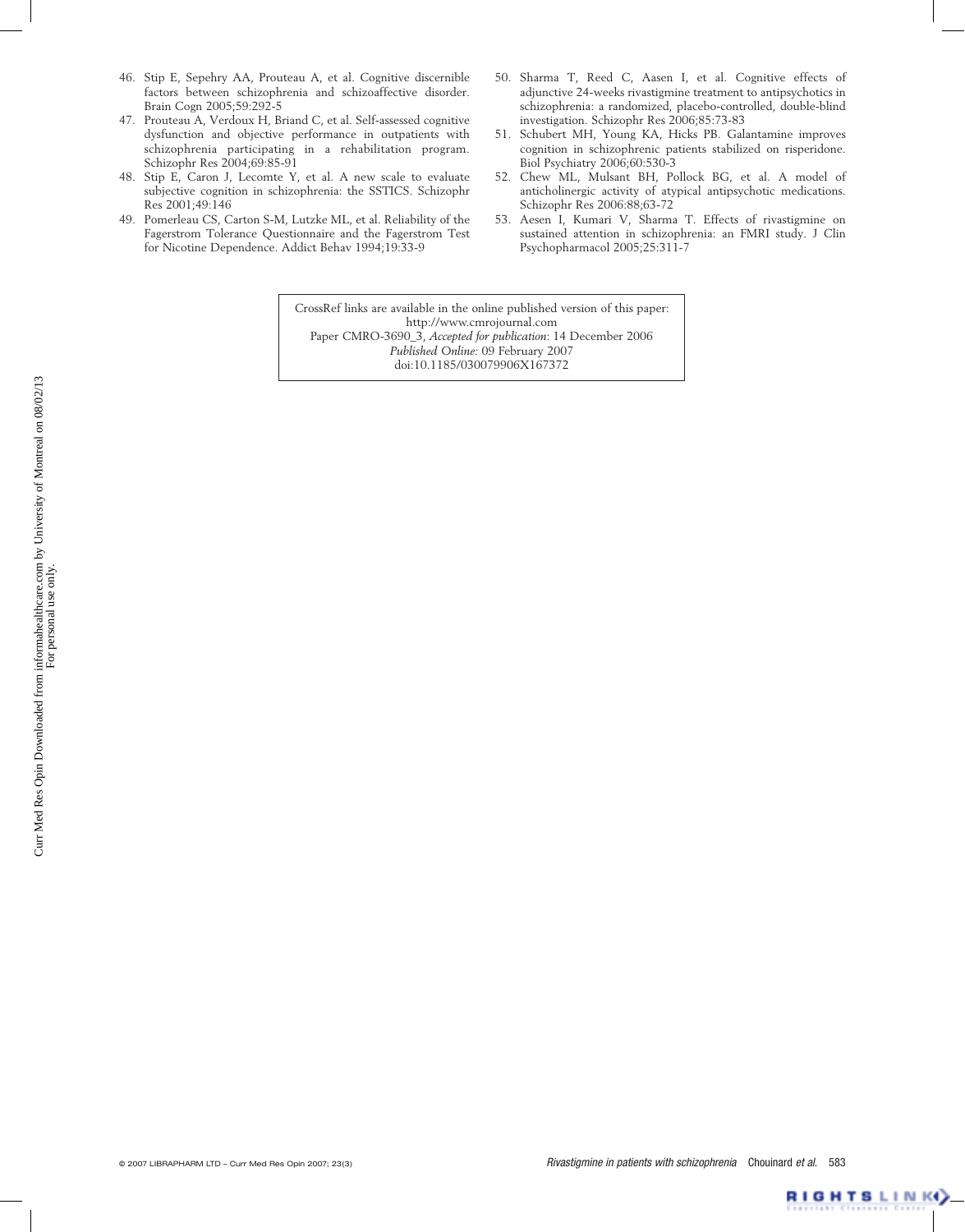46. Stip E, Sepehry AA, Prouteau A, et al. Cognitive discernible factors between schizophrenia and schizoaffective disorder. Brain Cogn 2005;59:292-5
47. Prouteau A, Verdoux H, Briand C, et al. Self-assessed cognitive dysfunction and objective performance in outpatients with schizophrenia participating in a rehabilitation program. Schizophr Res 2004;69:85-91
48. Stip E, Caron J, Lecomte Y, et al. A new scale to evaluate subjective cognition in schizophrenia: the SSTICS. Schizophr Res 2001;49:146
49. Pomerleau CS, Carton S-M, Lutzke ML, et al. Reliability of the Fagerstrom Tolerance Questionnaire and the Fagerstrom Test for Nicotine Dependence. Addict Behav 1994;19:33-9
50. Sharma T, Reed C, Aasen I, et al. Cognitive effects of adjunctive 24-weeks rivastigmine treatment to antipsychotics in schizophrenia: a randomized, placebo-controlled, double-blind investigation. Schizophr Res 2006;85:73-83
51. Schubert MH, Young KA, Hicks PB. Galantamine improves cognition in schizophrenic patients stabilized on risperidone. Biol Psychiatry 2006;60:530-3
52. Chew ML, Mulsant BH, Pollock BG, et al. A model of anticholinergic activity of atypical antipsychotic medications. Schizophr Res 2006:88;63-72
53. Aesen I, Kumari V, Sharma T. Effects of rivastigmine on sustained attention in schizophrenia: an FMRI study. J Clin Psychopharmacol 2005;25:311-7

CrossRef links are available in the online published version of this paper:
http://www.cmrojournal.com
Paper CMRO-3690_3, *Accepted for publication*: 14 December 2006
*Published Online:* 09 February 2007
doi:10.1185/030079906X167372